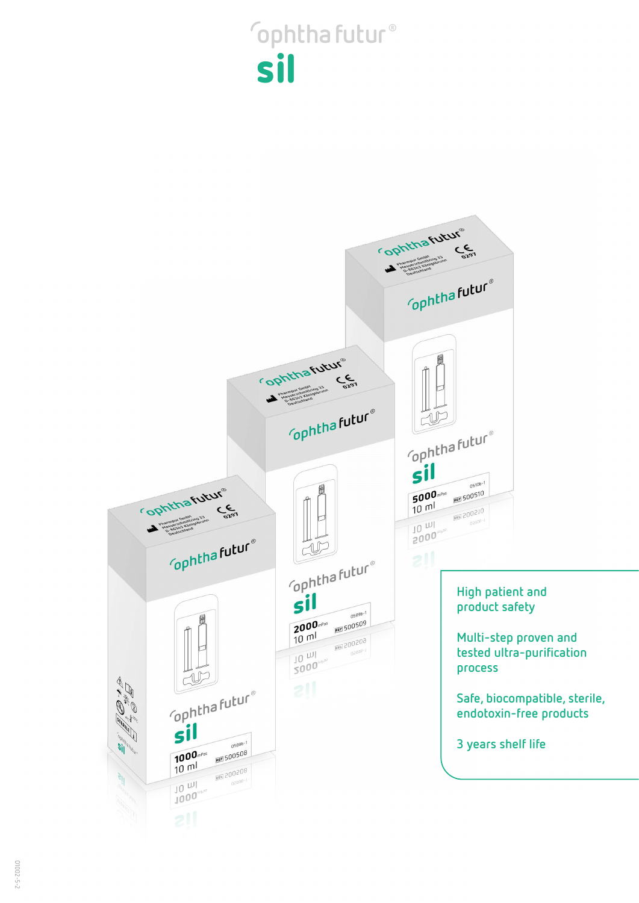# ophtha futur®

# sil

High patient and product safety

Multi-step proven and tested ultra-purification process

Safe, biocompatible, sterile, endotoxin-free products

3 years shelf life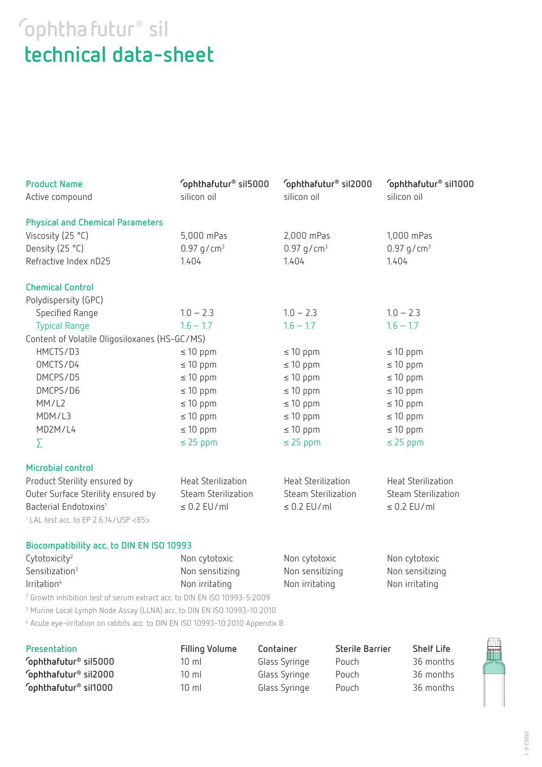# ophtha futur® sil

## technical data-sheet

| Product Name | ophthafutur® sil5000 | ophthafutur® sil2000 | ophthafutur® sil1000 |
|---|---|---|---|
| Active compound | silicon oil | silicon oil | silicon oil |
| **Physical and Chemical Parameters** | | | |
| Viscosity (25 °C) | 5,000 mPas | 2,000 mPas | 1,000 mPas |
| Density (25 °C) | 0.97 g/cm³ | 0.97 g/cm³ | 0.97 g/cm³ |
| Refractive Index nD25 | 1.404 | 1.404 | 1.404 |
| **Chemical Control** | | | |
| Polydispersity (GPC) | | | |
| Specified Range | 1.0 – 2.3 | 1.0 – 2.3 | 1.0 – 2.3 |
| Typical Range | 1.6 – 1.7 | 1.6 – 1.7 | 1.6 – 1.7 |
| Content of Volatile Oligosiloxanes (HS-GC/MS) | | | |
| HMCTS/D3 | ≤ 10 ppm | ≤ 10 ppm | ≤ 10 ppm |
| OMCTS/D4 | ≤ 10 ppm | ≤ 10 ppm | ≤ 10 ppm |
| DMCPS/D5 | ≤ 10 ppm | ≤ 10 ppm | ≤ 10 ppm |
| DMCPS/D6 | ≤ 10 ppm | ≤ 10 ppm | ≤ 10 ppm |
| MM/L2 | ≤ 10 ppm | ≤ 10 ppm | ≤ 10 ppm |
| MDM/L3 | ≤ 10 ppm | ≤ 10 ppm | ≤ 10 ppm |
| MD2M/L4 | ≤ 10 ppm | ≤ 10 ppm | ≤ 10 ppm |
| ∑ | ≤ 25 ppm | ≤ 25 ppm | ≤ 25 ppm |
| **Microbial control** | | | |
| Product Sterility ensured by | Heat Sterilization | Heat Sterilization | Heat Sterilization |
| Outer Surface Sterility ensured by | Steam Sterilization | Steam Sterilization | Steam Sterilization |
| Bacterial Endotoxins[1] | ≤ 0.2 EU/ml | ≤ 0.2 EU/ml | ≤ 0.2 EU/ml |

[1] LAL test acc. to EP 2.6.14/USP <85>

| Biocompatibility acc. to DIN EN ISO 10993 | | | |
|---|---|---|---|
| Cytotoxicity[2] | Non cytotoxic | Non cytotoxic | Non cytotoxic |
| Sensitization[3] | Non sensitizing | Non sensitizing | Non sensitizing |
| Irritation[4] | Non irritating | Non irritating | Non irritating |

[2] Growth inhibition test of serum extract acc. to DIN EN ISO 10993-5:2009

[3] Murine Local Lymph Node Assay (LLNA) acc. to DIN EN ISO 10993-10:2010

[4] Acute eye-irritation on rabbits acc. to DIN EN ISO 10993-10:2010 Appendix B

| Presentation | Filling Volume | Container | Sterile Barrier | Shelf Life |
|---|---|---|---|---|
| ophthafutur® sil5000 | 10 ml | Glass Syringe | Pouch | 36 months |
| ophthafutur® sil2000 | 10 ml | Glass Syringe | Pouch | 36 months |
| ophthafutur® sil1000 | 10 ml | Glass Syringe | Pouch | 36 months |

01002-6-1